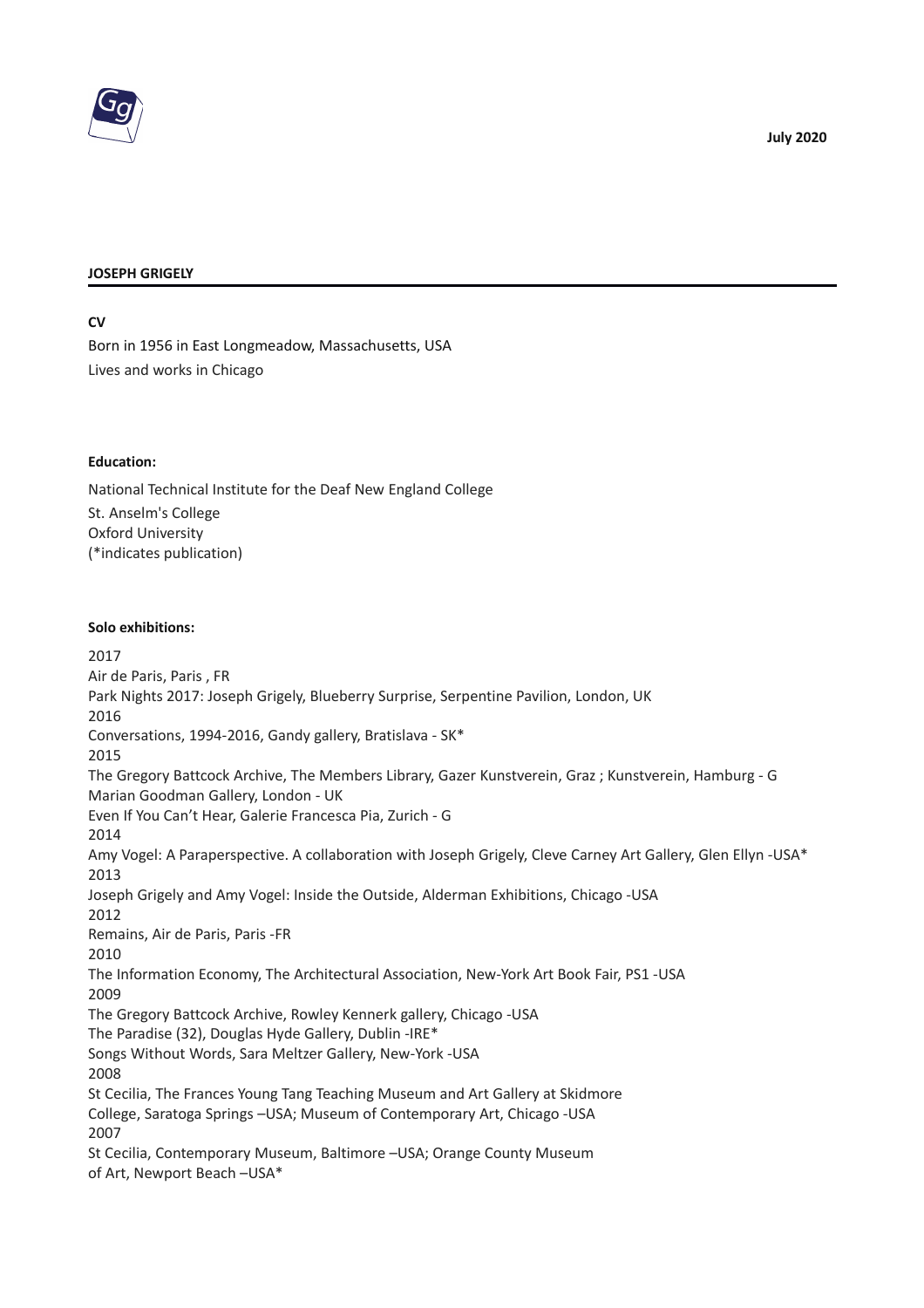July 2020

**JOSEPH GRIGELY**

**CV**

Born in 1956 in East Longmeadow, Massachusetts, USA
Lives and works in Chicago

**Education:**

National Technical Institute for the Deaf New England College
St. Anselm's College
Oxford University
(*indicates publication)

**Solo exhibitions:**

2017
Air de Paris, Paris , FR
Park Nights 2017: Joseph Grigely, Blueberry Surprise, Serpentine Pavilion, London, UK
2016
Conversations, 1994-2016, Gandy gallery, Bratislava - SK*
2015
The Gregory Battcock Archive, The Members Library, Gazer Kunstverein, Graz ; Kunstverein, Hamburg - G
Marian Goodman Gallery, London - UK
Even If You Can't Hear, Galerie Francesca Pia, Zurich - G
2014
Amy Vogel: A Paraperspective. A collaboration with Joseph Grigely, Cleve Carney Art Gallery, Glen Ellyn -USA*
2013
Joseph Grigely and Amy Vogel: Inside the Outside, Alderman Exhibitions, Chicago -USA
2012
Remains, Air de Paris, Paris -FR
2010
The Information Economy, The Architectural Association, New-York Art Book Fair, PS1 -USA
2009
The Gregory Battcock Archive, Rowley Kennerk gallery, Chicago -USA
The Paradise (32), Douglas Hyde Gallery, Dublin -IRE*
Songs Without Words, Sara Meltzer Gallery, New-York -USA
2008
St Cecilia, The Frances Young Tang Teaching Museum and Art Gallery at Skidmore College, Saratoga Springs –USA; Museum of Contemporary Art, Chicago -USA
2007
St Cecilia, Contemporary Museum, Baltimore –USA; Orange County Museum of Art, Newport Beach –USA*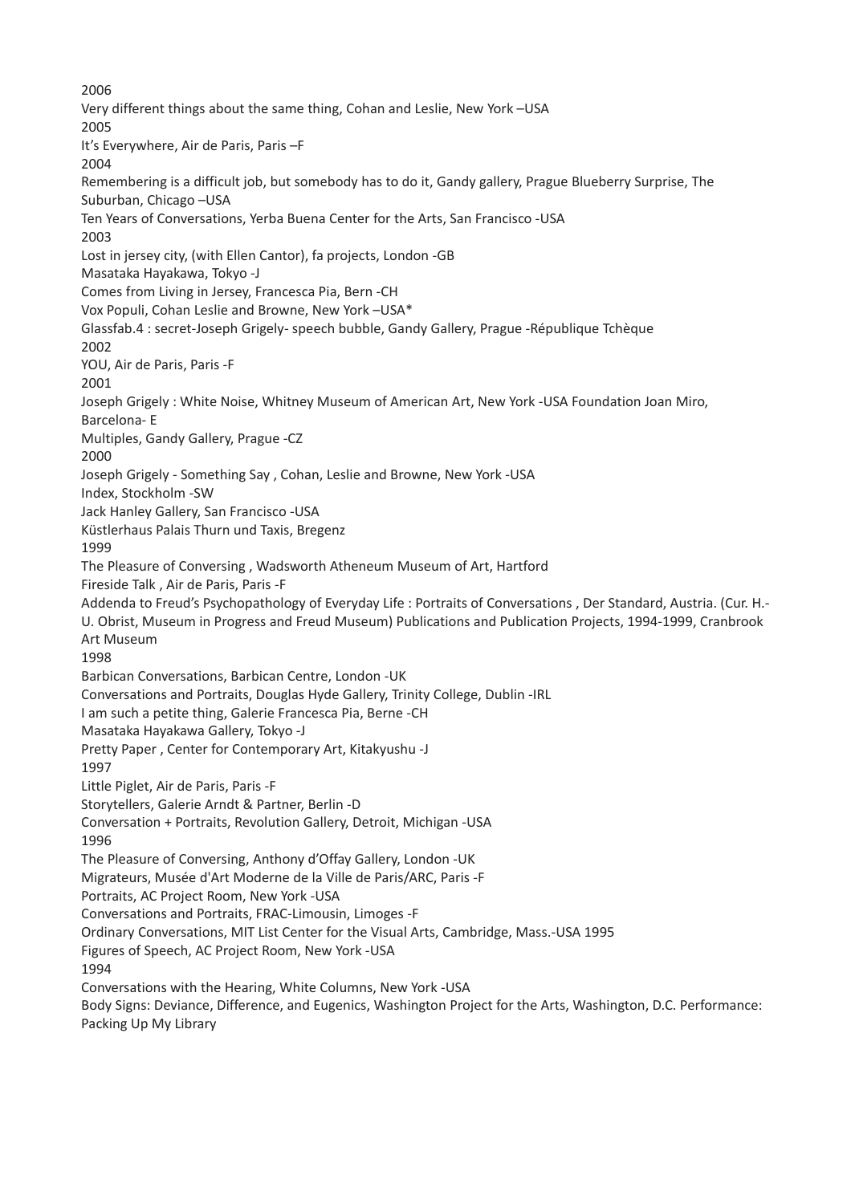2006

Very different things about the same thing, Cohan and Leslie, New York –USA

2005

It's Everywhere, Air de Paris, Paris –F

2004

Remembering is a difficult job, but somebody has to do it, Gandy gallery, Prague Blueberry Surprise, The Suburban, Chicago –USA

Ten Years of Conversations, Yerba Buena Center for the Arts, San Francisco -USA

2003

Lost in jersey city, (with Ellen Cantor), fa projects, London -GB

Masataka Hayakawa, Tokyo -J

Comes from Living in Jersey, Francesca Pia, Bern -CH

Vox Populi, Cohan Leslie and Browne, New York –USA*

Glassfab.4 : secret-Joseph Grigely- speech bubble, Gandy Gallery, Prague -République Tchèque

2002

YOU, Air de Paris, Paris -F

2001

Joseph Grigely : White Noise, Whitney Museum of American Art, New York -USA Foundation Joan Miro, Barcelona- E

Multiples, Gandy Gallery, Prague -CZ

2000

Joseph Grigely - Something Say , Cohan, Leslie and Browne, New York -USA

Index, Stockholm -SW

Jack Hanley Gallery, San Francisco -USA

Küstlerhaus Palais Thurn und Taxis, Bregenz

1999

The Pleasure of Conversing , Wadsworth Atheneum Museum of Art, Hartford

Fireside Talk , Air de Paris, Paris -F

Addenda to Freud's Psychopathology of Everyday Life : Portraits of Conversations , Der Standard, Austria. (Cur. H.-U. Obrist, Museum in Progress and Freud Museum) Publications and Publication Projects, 1994-1999, Cranbrook Art Museum

1998

Barbican Conversations, Barbican Centre, London -UK

Conversations and Portraits, Douglas Hyde Gallery, Trinity College, Dublin -IRL

I am such a petite thing, Galerie Francesca Pia, Berne -CH

Masataka Hayakawa Gallery, Tokyo -J

Pretty Paper , Center for Contemporary Art, Kitakyushu -J

1997

Little Piglet, Air de Paris, Paris -F

Storytellers, Galerie Arndt & Partner, Berlin -D

Conversation + Portraits, Revolution Gallery, Detroit, Michigan -USA

1996

The Pleasure of Conversing, Anthony d'Offay Gallery, London -UK

Migrateurs, Musée d'Art Moderne de la Ville de Paris/ARC, Paris -F

Portraits, AC Project Room, New York -USA

Conversations and Portraits, FRAC-Limousin, Limoges -F

Ordinary Conversations, MIT List Center for the Visual Arts, Cambridge, Mass.-USA 1995

Figures of Speech, AC Project Room, New York -USA

1994

Conversations with the Hearing, White Columns, New York -USA

Body Signs: Deviance, Difference, and Eugenics, Washington Project for the Arts, Washington, D.C. Performance: Packing Up My Library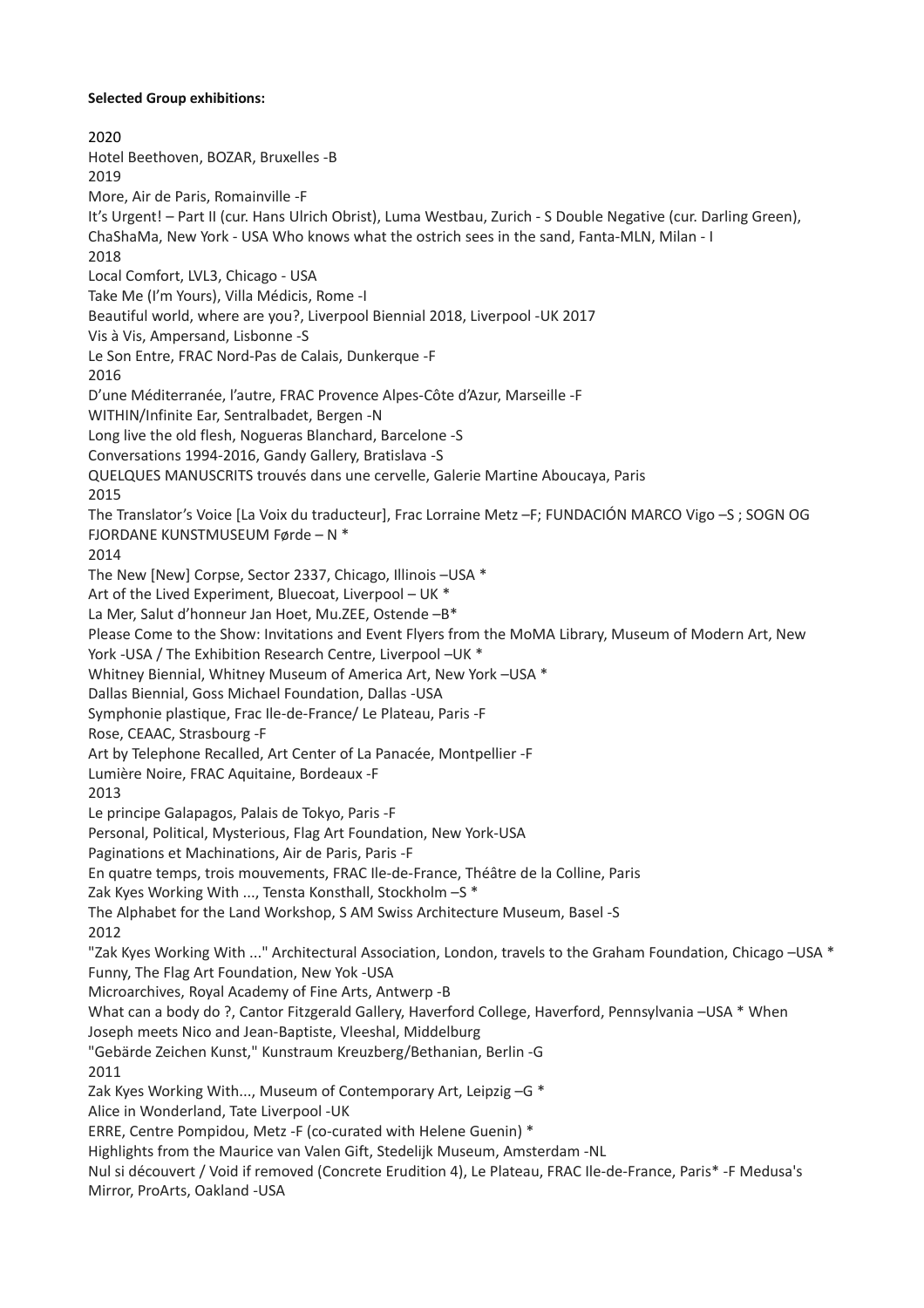**Selected Group exhibitions:**

2020

Hotel Beethoven, BOZAR, Bruxelles -B

2019

More, Air de Paris, Romainville -F

It's Urgent! – Part II (cur. Hans Ulrich Obrist), Luma Westbau, Zurich - S Double Negative (cur. Darling Green), ChaShaMa, New York - USA Who knows what the ostrich sees in the sand, Fanta-MLN, Milan - I

2018

Local Comfort, LVL3, Chicago - USA

Take Me (I'm Yours), Villa Médicis, Rome -I

Beautiful world, where are you?, Liverpool Biennial 2018, Liverpool -UK 2017

Vis à Vis, Ampersand, Lisbonne -S

Le Son Entre, FRAC Nord-Pas de Calais, Dunkerque -F

2016

D'une Méditerranée, l'autre, FRAC Provence Alpes-Côte d'Azur, Marseille -F

WITHIN/Infinite Ear, Sentralbadet, Bergen -N

Long live the old flesh, Nogueras Blanchard, Barcelone -S

Conversations 1994-2016, Gandy Gallery, Bratislava -S

QUELQUES MANUSCRITS trouvés dans une cervelle, Galerie Martine Aboucaya, Paris

2015

The Translator's Voice [La Voix du traducteur], Frac Lorraine Metz –F; FUNDACIÓN MARCO Vigo –S ; SOGN OG FJORDANE KUNSTMUSEUM Førde – N *

2014

The New [New] Corpse, Sector 2337, Chicago, Illinois –USA *

Art of the Lived Experiment, Bluecoat, Liverpool – UK *

La Mer, Salut d'honneur Jan Hoet, Mu.ZEE, Ostende –B*

Please Come to the Show: Invitations and Event Flyers from the MoMA Library, Museum of Modern Art, New York -USA / The Exhibition Research Centre, Liverpool –UK *

Whitney Biennial, Whitney Museum of America Art, New York –USA *

Dallas Biennial, Goss Michael Foundation, Dallas -USA

Symphonie plastique, Frac Ile-de-France/ Le Plateau, Paris -F

Rose, CEAAC, Strasbourg -F

Art by Telephone Recalled, Art Center of La Panacée, Montpellier -F

Lumière Noire, FRAC Aquitaine, Bordeaux -F

2013

Le principe Galapagos, Palais de Tokyo, Paris -F

Personal, Political, Mysterious, Flag Art Foundation, New York-USA

Paginations et Machinations, Air de Paris, Paris -F

En quatre temps, trois mouvements, FRAC Ile-de-France, Théâtre de la Colline, Paris

Zak Kyes Working With ..., Tensta Konsthall, Stockholm –S *

The Alphabet for the Land Workshop, S AM Swiss Architecture Museum, Basel -S

2012

"Zak Kyes Working With ..." Architectural Association, London, travels to the Graham Foundation, Chicago –USA *

Funny, The Flag Art Foundation, New Yok -USA

Microarchives, Royal Academy of Fine Arts, Antwerp -B

What can a body do ?, Cantor Fitzgerald Gallery, Haverford College, Haverford, Pennsylvania –USA * When Joseph meets Nico and Jean-Baptiste, Vleeshal, Middelburg

"Gebärde Zeichen Kunst," Kunstraum Kreuzberg/Bethanian, Berlin -G

2011

Zak Kyes Working With..., Museum of Contemporary Art, Leipzig –G *

Alice in Wonderland, Tate Liverpool -UK

ERRE, Centre Pompidou, Metz -F (co-curated with Helene Guenin) *

Highlights from the Maurice van Valen Gift, Stedelijk Museum, Amsterdam -NL

Nul si découvert / Void if removed (Concrete Erudition 4), Le Plateau, FRAC Ile-de-France, Paris* -F Medusa's Mirror, ProArts, Oakland -USA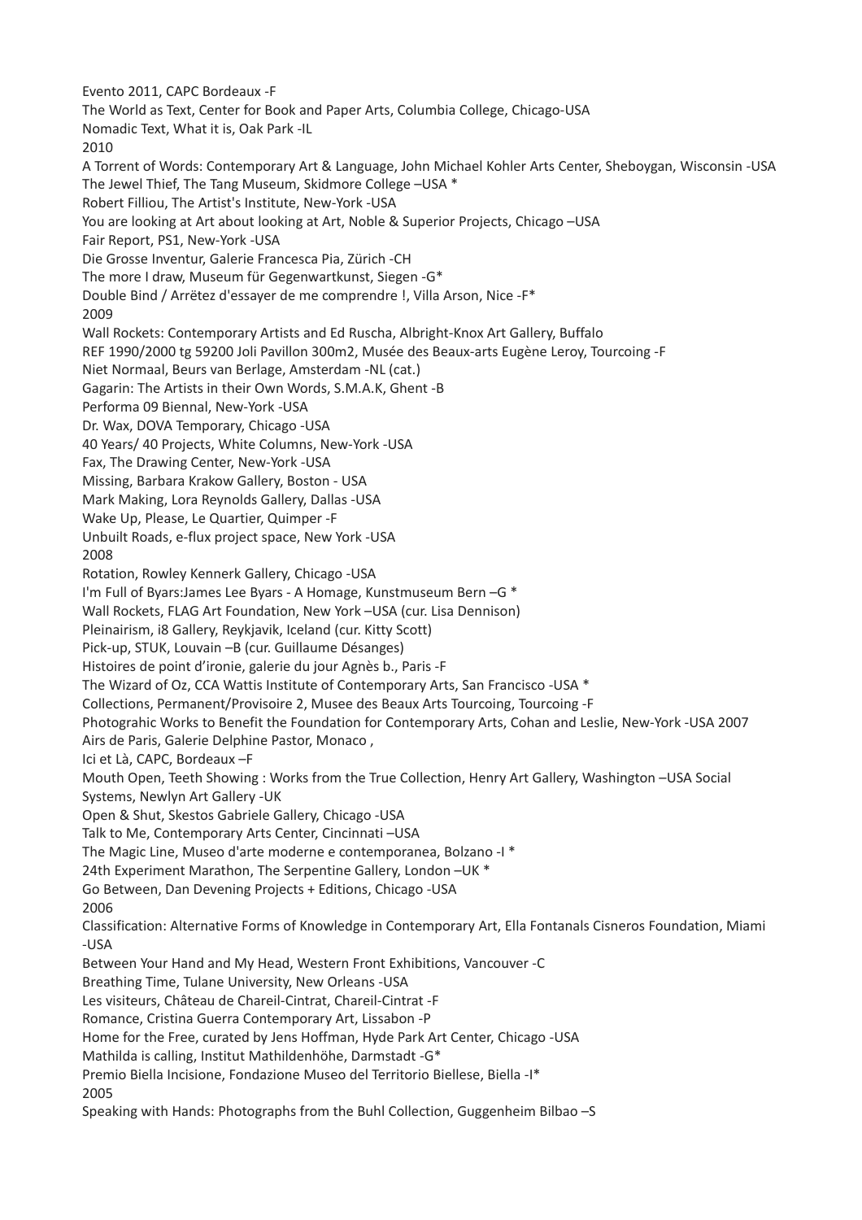Evento 2011, CAPC Bordeaux -F
The World as Text, Center for Book and Paper Arts, Columbia College, Chicago-USA
Nomadic Text, What it is, Oak Park -IL

2010

A Torrent of Words: Contemporary Art & Language, John Michael Kohler Arts Center, Sheboygan, Wisconsin -USA
The Jewel Thief, The Tang Museum, Skidmore College –USA *
Robert Filliou, The Artist's Institute, New-York -USA
You are looking at Art about looking at Art, Noble & Superior Projects, Chicago –USA
Fair Report, PS1, New-York -USA
Die Grosse Inventur, Galerie Francesca Pia, Zürich -CH
The more I draw, Museum für Gegenwartkunst, Siegen -G*
Double Bind / Arrëtez d'essayer de me comprendre !, Villa Arson, Nice -F*

2009

Wall Rockets: Contemporary Artists and Ed Ruscha, Albright-Knox Art Gallery, Buffalo
REF 1990/2000 tg 59200 Joli Pavillon 300m2, Musée des Beaux-arts Eugène Leroy, Tourcoing -F
Niet Normaal, Beurs van Berlage, Amsterdam -NL (cat.)
Gagarin: The Artists in their Own Words, S.M.A.K, Ghent -B
Performa 09 Biennal, New-York -USA
Dr. Wax, DOVA Temporary, Chicago -USA
40 Years/ 40 Projects, White Columns, New-York -USA
Fax, The Drawing Center, New-York -USA
Missing, Barbara Krakow Gallery, Boston - USA
Mark Making, Lora Reynolds Gallery, Dallas -USA
Wake Up, Please, Le Quartier, Quimper -F
Unbuilt Roads, e-flux project space, New York -USA

2008

Rotation, Rowley Kennerk Gallery, Chicago -USA
I'm Full of Byars:James Lee Byars - A Homage, Kunstmuseum Bern –G *
Wall Rockets, FLAG Art Foundation, New York –USA (cur. Lisa Dennison)
Pleinairism, i8 Gallery, Reykjavik, Iceland (cur. Kitty Scott)
Pick-up, STUK, Louvain –B (cur. Guillaume Désanges)
Histoires de point d'ironie, galerie du jour Agnès b., Paris -F
The Wizard of Oz, CCA Wattis Institute of Contemporary Arts, San Francisco -USA *
Collections, Permanent/Provisoire 2, Musee des Beaux Arts Tourcoing, Tourcoing -F
Photograhic Works to Benefit the Foundation for Contemporary Arts, Cohan and Leslie, New-York -USA 2007
Airs de Paris, Galerie Delphine Pastor, Monaco ,
Ici et Là, CAPC, Bordeaux –F
Mouth Open, Teeth Showing : Works from the True Collection, Henry Art Gallery, Washington –USA Social Systems, Newlyn Art Gallery -UK
Open & Shut, Skestos Gabriele Gallery, Chicago -USA
Talk to Me, Contemporary Arts Center, Cincinnati –USA
The Magic Line, Museo d'arte moderne e contemporanea, Bolzano -I *
24th Experiment Marathon, The Serpentine Gallery, London –UK *
Go Between, Dan Devening Projects + Editions, Chicago -USA

2006

Classification: Alternative Forms of Knowledge in Contemporary Art, Ella Fontanals Cisneros Foundation, Miami -USA
Between Your Hand and My Head, Western Front Exhibitions, Vancouver -C
Breathing Time, Tulane University, New Orleans -USA
Les visiteurs, Château de Chareil-Cintrat, Chareil-Cintrat -F
Romance, Cristina Guerra Contemporary Art, Lissabon -P
Home for the Free, curated by Jens Hoffman, Hyde Park Art Center, Chicago -USA
Mathilda is calling, Institut Mathildenhöhe, Darmstadt -G*
Premio Biella Incisione, Fondazione Museo del Territorio Biellese, Biella -I*

2005

Speaking with Hands: Photographs from the Buhl Collection, Guggenheim Bilbao –S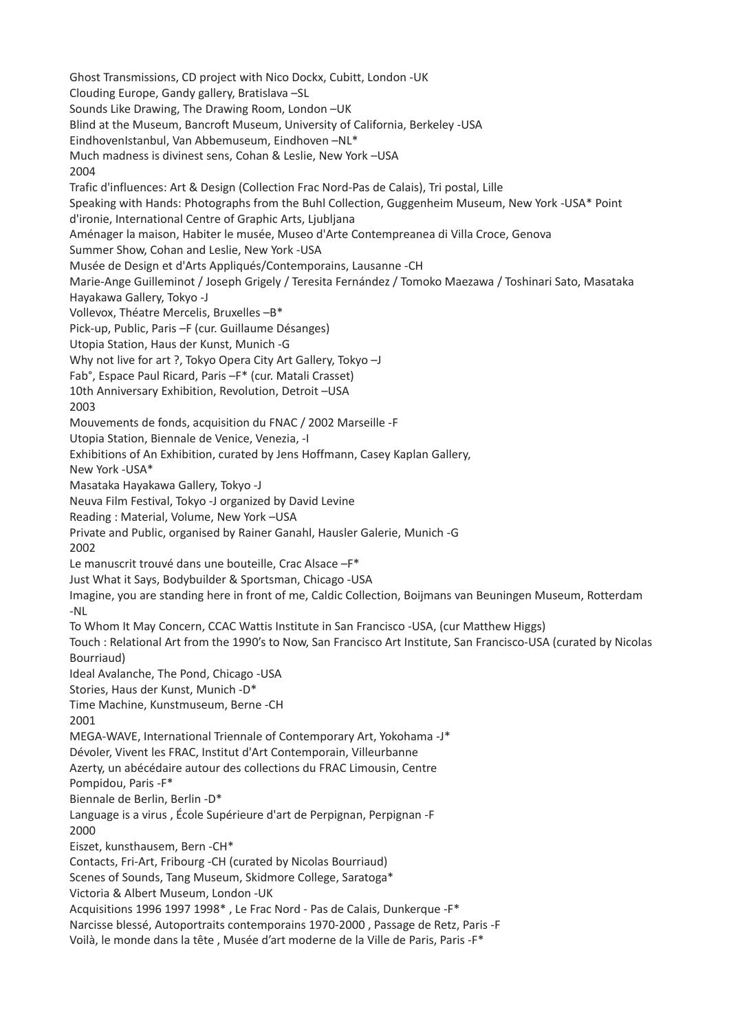Ghost Transmissions, CD project with Nico Dockx, Cubitt, London -UK
Clouding Europe, Gandy gallery, Bratislava –SL
Sounds Like Drawing, The Drawing Room, London –UK
Blind at the Museum, Bancroft Museum, University of California, Berkeley -USA
EindhovenIstanbul, Van Abbemuseum, Eindhoven –NL*
Much madness is divinest sens, Cohan & Leslie, New York –USA

2004

Trafic d'influences: Art & Design (Collection Frac Nord-Pas de Calais), Tri postal, Lille
Speaking with Hands: Photographs from the Buhl Collection, Guggenheim Museum, New York -USA* Point d'ironie, International Centre of Graphic Arts, Ljubljana
Aménager la maison, Habiter le musée, Museo d'Arte Contempreanea di Villa Croce, Genova
Summer Show, Cohan and Leslie, New York -USA
Musée de Design et d'Arts Appliqués/Contemporains, Lausanne -CH
Marie-Ange Guilleminot / Joseph Grigely / Teresita Fernández / Tomoko Maezawa / Toshinari Sato, Masataka Hayakawa Gallery, Tokyo -J
Vollevox, Théatre Mercelis, Bruxelles –B*
Pick-up, Public, Paris –F (cur. Guillaume Désanges)
Utopia Station, Haus der Kunst, Munich -G
Why not live for art ?, Tokyo Opera City Art Gallery, Tokyo –J
Fab°, Espace Paul Ricard, Paris –F* (cur. Matali Crasset)
10th Anniversary Exhibition, Revolution, Detroit –USA

2003

Mouvements de fonds, acquisition du FNAC / 2002 Marseille -F
Utopia Station, Biennale de Venice, Venezia, -I
Exhibitions of An Exhibition, curated by Jens Hoffmann, Casey Kaplan Gallery, New York -USA*
Masataka Hayakawa Gallery, Tokyo -J
Neuva Film Festival, Tokyo -J organized by David Levine
Reading : Material, Volume, New York –USA
Private and Public, organised by Rainer Ganahl, Hausler Galerie, Munich -G

2002

Le manuscrit trouvé dans une bouteille, Crac Alsace –F*
Just What it Says, Bodybuilder & Sportsman, Chicago -USA
Imagine, you are standing here in front of me, Caldic Collection, Boijmans van Beuningen Museum, Rotterdam -NL
To Whom It May Concern, CCAC Wattis Institute in San Francisco -USA, (cur Matthew Higgs)
Touch : Relational Art from the 1990's to Now, San Francisco Art Institute, San Francisco-USA (curated by Nicolas Bourriaud)
Ideal Avalanche, The Pond, Chicago -USA
Stories, Haus der Kunst, Munich -D*
Time Machine, Kunstmuseum, Berne -CH

2001

MEGA-WAVE, International Triennale of Contemporary Art, Yokohama -J*
Dévoler, Vivent les FRAC, Institut d'Art Contemporain, Villeurbanne
Azerty, un abécédaire autour des collections du FRAC Limousin, Centre Pompidou, Paris -F*
Biennale de Berlin, Berlin -D*
Language is a virus , École Supérieure d'art de Perpignan, Perpignan -F

2000

Eiszet, kunsthausem, Bern -CH*
Contacts, Fri-Art, Fribourg -CH (curated by Nicolas Bourriaud)
Scenes of Sounds, Tang Museum, Skidmore College, Saratoga*
Victoria & Albert Museum, London -UK
Acquisitions 1996 1997 1998* , Le Frac Nord - Pas de Calais, Dunkerque -F*
Narcisse blessé, Autoportraits contemporains 1970-2000 , Passage de Retz, Paris -F
Voilà, le monde dans la tête , Musée d'art moderne de la Ville de Paris, Paris -F*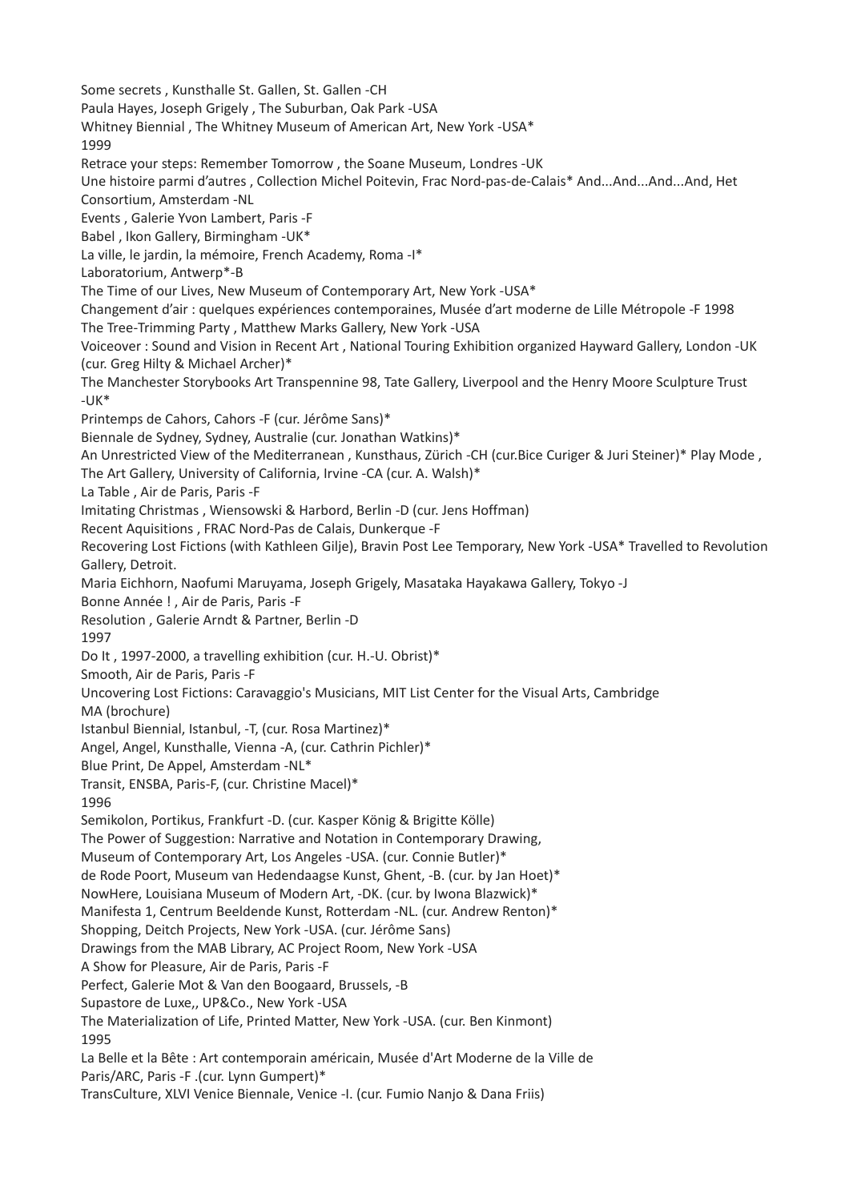Some secrets , Kunsthalle St. Gallen, St. Gallen -CH
Paula Hayes, Joseph Grigely , The Suburban, Oak Park -USA
Whitney Biennial , The Whitney Museum of American Art, New York -USA*

1999

Retrace your steps: Remember Tomorrow , the Soane Museum, Londres -UK
Une histoire parmi d'autres , Collection Michel Poitevin, Frac Nord-pas-de-Calais* And...And...And...And, Het Consortium, Amsterdam -NL
Events , Galerie Yvon Lambert, Paris -F
Babel , Ikon Gallery, Birmingham -UK*
La ville, le jardin, la mémoire, French Academy, Roma -I*
Laboratorium, Antwerp*-B
The Time of our Lives, New Museum of Contemporary Art, New York -USA*
Changement d'air : quelques expériences contemporaines, Musée d'art moderne de Lille Métropole -F 1998
The Tree-Trimming Party , Matthew Marks Gallery, New York -USA
Voiceover : Sound and Vision in Recent Art , National Touring Exhibition organized Hayward Gallery, London -UK (cur. Greg Hilty & Michael Archer)*
The Manchester Storybooks Art Transpennine 98, Tate Gallery, Liverpool and the Henry Moore Sculpture Trust -UK*
Printemps de Cahors, Cahors -F (cur. Jérôme Sans)*
Biennale de Sydney, Sydney, Australie (cur. Jonathan Watkins)*
An Unrestricted View of the Mediterranean , Kunsthaus, Zürich -CH (cur.Bice Curiger & Juri Steiner)* Play Mode , The Art Gallery, University of California, Irvine -CA (cur. A. Walsh)*
La Table , Air de Paris, Paris -F
Imitating Christmas , Wiensowski & Harbord, Berlin -D (cur. Jens Hoffman)
Recent Aquisitions , FRAC Nord-Pas de Calais, Dunkerque -F
Recovering Lost Fictions (with Kathleen Gilje), Bravin Post Lee Temporary, New York -USA* Travelled to Revolution Gallery, Detroit.
Maria Eichhorn, Naofumi Maruyama, Joseph Grigely, Masataka Hayakawa Gallery, Tokyo -J
Bonne Année ! , Air de Paris, Paris -F
Resolution , Galerie Arndt & Partner, Berlin -D

1997

Do It , 1997-2000, a travelling exhibition (cur. H.-U. Obrist)*
Smooth, Air de Paris, Paris -F
Uncovering Lost Fictions: Caravaggio's Musicians, MIT List Center for the Visual Arts, Cambridge MA (brochure)
Istanbul Biennial, Istanbul, -T, (cur. Rosa Martinez)*
Angel, Angel, Kunsthalle, Vienna -A, (cur. Cathrin Pichler)*
Blue Print, De Appel, Amsterdam -NL*
Transit, ENSBA, Paris-F, (cur. Christine Macel)*

1996

Semikolon, Portikus, Frankfurt -D. (cur. Kasper König & Brigitte Kölle)
The Power of Suggestion: Narrative and Notation in Contemporary Drawing, Museum of Contemporary Art, Los Angeles -USA. (cur. Connie Butler)*
de Rode Poort, Museum van Hedendaagse Kunst, Ghent, -B. (cur. by Jan Hoet)*
NowHere, Louisiana Museum of Modern Art, -DK. (cur. by Iwona Blazwick)*
Manifesta 1, Centrum Beeldende Kunst, Rotterdam -NL. (cur. Andrew Renton)*
Shopping, Deitch Projects, New York -USA. (cur. Jérôme Sans)
Drawings from the MAB Library, AC Project Room, New York -USA
A Show for Pleasure, Air de Paris, Paris -F
Perfect, Galerie Mot & Van den Boogaard, Brussels, -B
Supastore de Luxe,, UP&Co., New York -USA
The Materialization of Life, Printed Matter, New York -USA. (cur. Ben Kinmont)

1995

La Belle et la Bête : Art contemporain américain, Musée d'Art Moderne de la Ville de Paris/ARC, Paris -F .(cur. Lynn Gumpert)*
TransCulture, XLVI Venice Biennale, Venice -I. (cur. Fumio Nanjo & Dana Friis)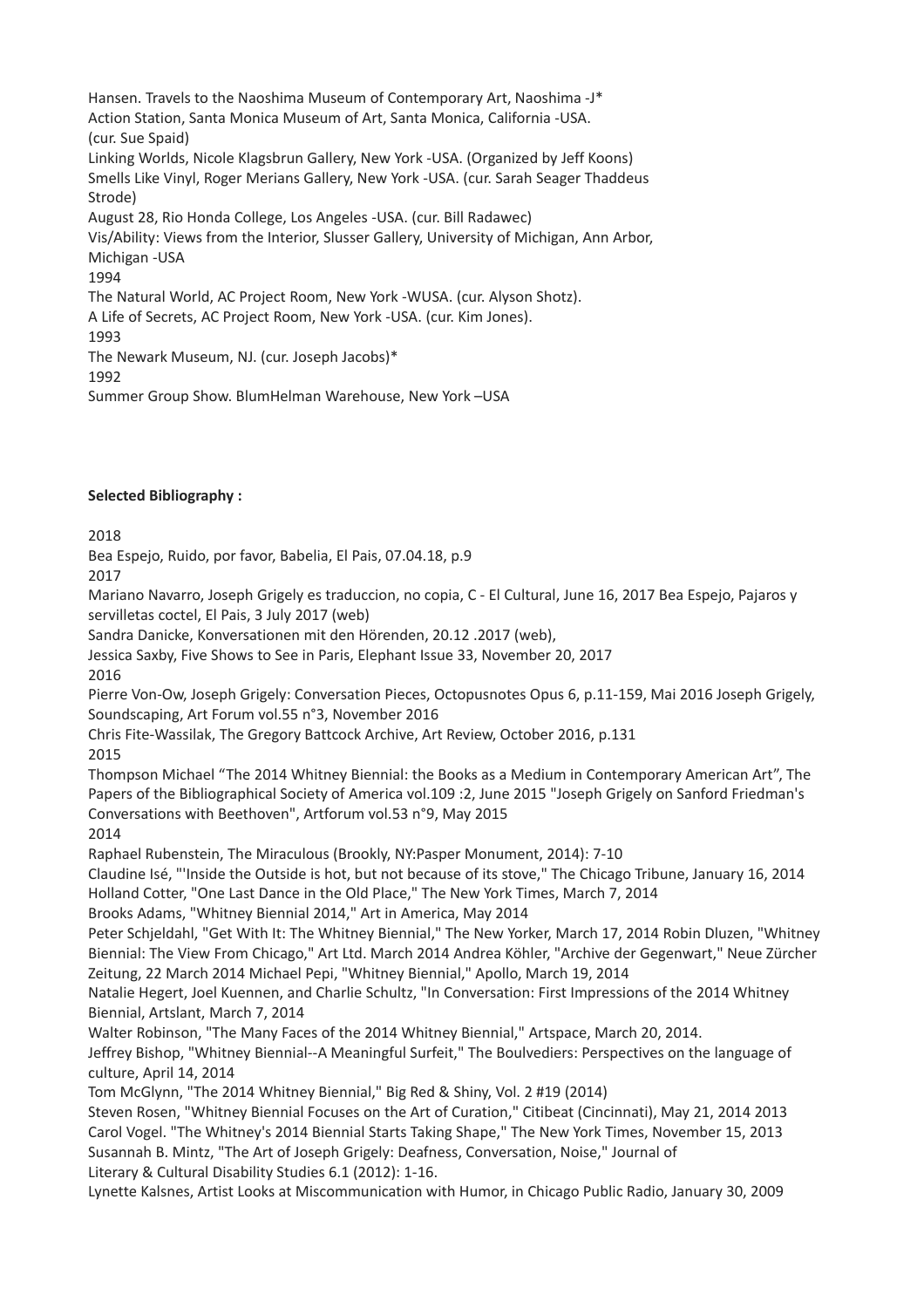Hansen. Travels to the Naoshima Museum of Contemporary Art, Naoshima -J*
Action Station, Santa Monica Museum of Art, Santa Monica, California -USA.
(cur. Sue Spaid)
Linking Worlds, Nicole Klagsbrun Gallery, New York -USA. (Organized by Jeff Koons)
Smells Like Vinyl, Roger Merians Gallery, New York -USA. (cur. Sarah Seager Thaddeus Strode)
August 28, Rio Honda College, Los Angeles -USA. (cur. Bill Radawec)
Vis/Ability: Views from the Interior, Slusser Gallery, University of Michigan, Ann Arbor, Michigan -USA
1994
The Natural World, AC Project Room, New York -WUSA. (cur. Alyson Shotz).
A Life of Secrets, AC Project Room, New York -USA. (cur. Kim Jones).
1993
The Newark Museum, NJ. (cur. Joseph Jacobs)*
1992
Summer Group Show. BlumHelman Warehouse, New York –USA

**Selected Bibliography :**

2018
Bea Espejo, Ruido, por favor, Babelia, El Pais, 07.04.18, p.9
2017
Mariano Navarro, Joseph Grigely es traduccion, no copia, C - El Cultural, June 16, 2017 Bea Espejo, Pajaros y servilletas coctel, El Pais, 3 July 2017 (web)
Sandra Danicke, Konversationen mit den Hörenden, 20.12 .2017 (web),
Jessica Saxby, Five Shows to See in Paris, Elephant Issue 33, November 20, 2017
2016
Pierre Von-Ow, Joseph Grigely: Conversation Pieces, Octopusnotes Opus 6, p.11-159, Mai 2016 Joseph Grigely, Soundscaping, Art Forum vol.55 n°3, November 2016
Chris Fite-Wassilak, The Gregory Battcock Archive, Art Review, October 2016, p.131
2015
Thompson Michael "The 2014 Whitney Biennial: the Books as a Medium in Contemporary American Art", The Papers of the Bibliographical Society of America vol.109 :2, June 2015 "Joseph Grigely on Sanford Friedman's Conversations with Beethoven", Artforum vol.53 n°9, May 2015
2014
Raphael Rubenstein, The Miraculous (Brookly, NY:Pasper Monument, 2014): 7-10
Claudine Isé, "'Inside the Outside is hot, but not because of its stove," The Chicago Tribune, January 16, 2014
Holland Cotter, "One Last Dance in the Old Place," The New York Times, March 7, 2014
Brooks Adams, "Whitney Biennial 2014," Art in America, May 2014
Peter Schjeldahl, "Get With It: The Whitney Biennial," The New Yorker, March 17, 2014 Robin Dluzen, "Whitney Biennial: The View From Chicago," Art Ltd. March 2014 Andrea Köhler, "Archive der Gegenwart," Neue Zürcher Zeitung, 22 March 2014 Michael Pepi, "Whitney Biennial," Apollo, March 19, 2014
Natalie Hegert, Joel Kuennen, and Charlie Schultz, "In Conversation: First Impressions of the 2014 Whitney Biennial, Artslant, March 7, 2014
Walter Robinson, "The Many Faces of the 2014 Whitney Biennial," Artspace, March 20, 2014.
Jeffrey Bishop, "Whitney Biennial--A Meaningful Surfeit," The Boulvediers: Perspectives on the language of culture, April 14, 2014
Tom McGlynn, "The 2014 Whitney Biennial," Big Red & Shiny, Vol. 2 #19 (2014)
Steven Rosen, "Whitney Biennial Focuses on the Art of Curation," Citibeat (Cincinnati), May 21, 2014 2013
Carol Vogel. "The Whitney's 2014 Biennial Starts Taking Shape," The New York Times, November 15, 2013
Susannah B. Mintz, "The Art of Joseph Grigely: Deafness, Conversation, Noise," Journal of Literary & Cultural Disability Studies 6.1 (2012): 1-16.
Lynette Kalsnes, Artist Looks at Miscommunication with Humor, in Chicago Public Radio, January 30, 2009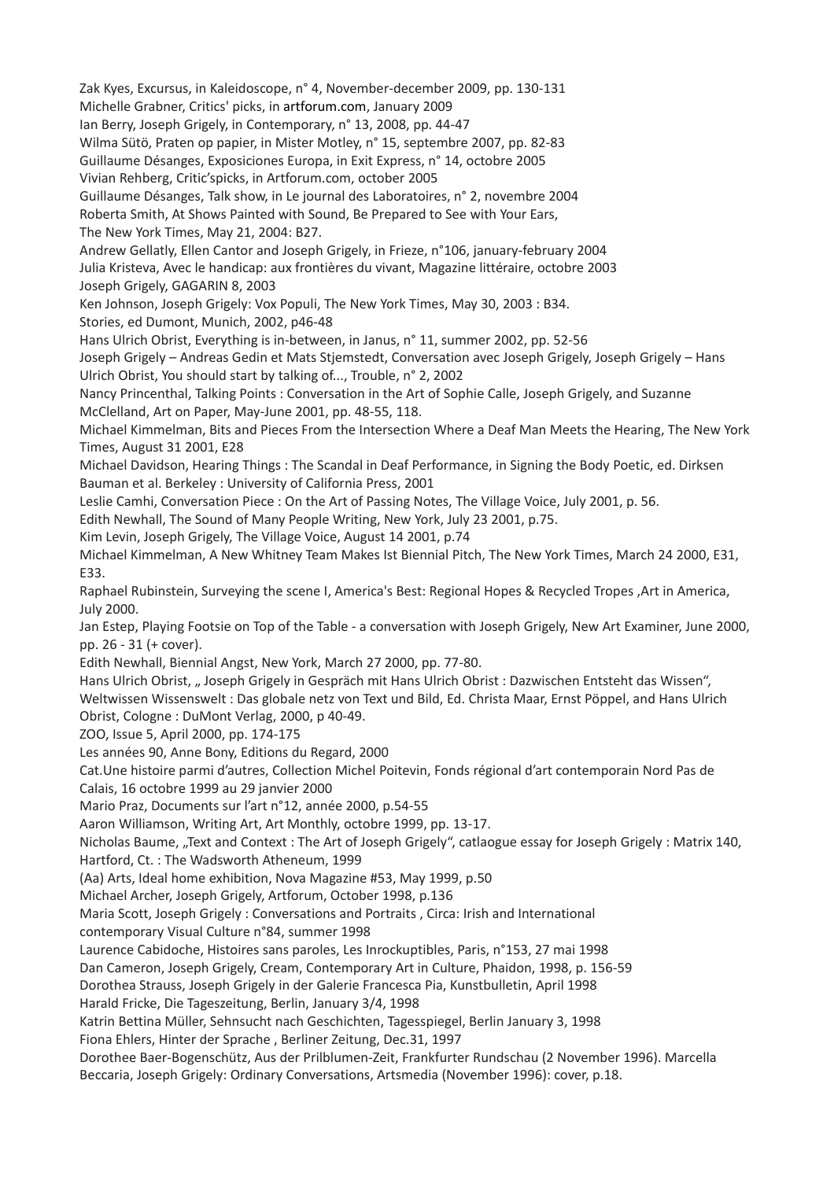Zak Kyes, Excursus, in Kaleidoscope, n° 4, November-december 2009, pp. 130-131
Michelle Grabner, Critics' picks, in artforum.com, January 2009
Ian Berry, Joseph Grigely, in Contemporary, n° 13, 2008, pp. 44-47
Wilma Sütö, Praten op papier, in Mister Motley, n° 15, septembre 2007, pp. 82-83
Guillaume Désanges, Exposiciones Europa, in Exit Express, n° 14, octobre 2005
Vivian Rehberg, Critic'spicks, in Artforum.com, october 2005
Guillaume Désanges, Talk show, in Le journal des Laboratoires, n° 2, novembre 2004
Roberta Smith, At Shows Painted with Sound, Be Prepared to See with Your Ears,
The New York Times, May 21, 2004: B27.
Andrew Gellatly, Ellen Cantor and Joseph Grigely, in Frieze, n°106, january-february 2004
Julia Kristeva, Avec le handicap: aux frontières du vivant, Magazine littéraire, octobre 2003
Joseph Grigely, GAGARIN 8, 2003
Ken Johnson, Joseph Grigely: Vox Populi, The New York Times, May 30, 2003 : B34.
Stories, ed Dumont, Munich, 2002, p46-48
Hans Ulrich Obrist, Everything is in-between, in Janus, n° 11, summer 2002, pp. 52-56
Joseph Grigely – Andreas Gedin et Mats Stjemstedt, Conversation avec Joseph Grigely, Joseph Grigely – Hans Ulrich Obrist, You should start by talking of..., Trouble, n° 2, 2002
Nancy Princenthal, Talking Points : Conversation in the Art of Sophie Calle, Joseph Grigely, and Suzanne McClelland, Art on Paper, May-June 2001, pp. 48-55, 118.
Michael Kimmelman, Bits and Pieces From the Intersection Where a Deaf Man Meets the Hearing, The New York Times, August 31 2001, E28
Michael Davidson, Hearing Things : The Scandal in Deaf Performance, in Signing the Body Poetic, ed. Dirksen Bauman et al. Berkeley : University of California Press, 2001
Leslie Camhi, Conversation Piece : On the Art of Passing Notes, The Village Voice, July 2001, p. 56.
Edith Newhall, The Sound of Many People Writing, New York, July 23 2001, p.75.
Kim Levin, Joseph Grigely, The Village Voice, August 14 2001, p.74
Michael Kimmelman, A New Whitney Team Makes Ist Biennial Pitch, The New York Times, March 24 2000, E31, E33.
Raphael Rubinstein, Surveying the scene I, America's Best: Regional Hopes & Recycled Tropes ,Art in America, July 2000.
Jan Estep, Playing Footsie on Top of the Table - a conversation with Joseph Grigely, New Art Examiner, June 2000, pp. 26 - 31 (+ cover).
Edith Newhall, Biennial Angst, New York, March 27 2000, pp. 77-80.
Hans Ulrich Obrist, „ Joseph Grigely in Gespräch mit Hans Ulrich Obrist : Dazwischen Entsteht das Wissen", Weltwissen Wissenswelt : Das globale netz von Text und Bild, Ed. Christa Maar, Ernst Pöppel, and Hans Ulrich Obrist, Cologne : DuMont Verlag, 2000, p 40-49.
ZOO, Issue 5, April 2000, pp. 174-175
Les années 90, Anne Bony, Editions du Regard, 2000
Cat.Une histoire parmi d'autres, Collection Michel Poitevin, Fonds régional d'art contemporain Nord Pas de Calais, 16 octobre 1999 au 29 janvier 2000
Mario Praz, Documents sur l'art n°12, année 2000, p.54-55
Aaron Williamson, Writing Art, Art Monthly, octobre 1999, pp. 13-17.
Nicholas Baume, „Text and Context : The Art of Joseph Grigely", catlaogue essay for Joseph Grigely : Matrix 140, Hartford, Ct. : The Wadsworth Atheneum, 1999
(Aa) Arts, Ideal home exhibition, Nova Magazine #53, May 1999, p.50
Michael Archer, Joseph Grigely, Artforum, October 1998, p.136
Maria Scott, Joseph Grigely : Conversations and Portraits , Circa: Irish and International contemporary Visual Culture n°84, summer 1998
Laurence Cabidoche, Histoires sans paroles, Les Inrockuptibles, Paris, n°153, 27 mai 1998
Dan Cameron, Joseph Grigely, Cream, Contemporary Art in Culture, Phaidon, 1998, p. 156-59
Dorothea Strauss, Joseph Grigely in der Galerie Francesca Pia, Kunstbulletin, April 1998
Harald Fricke, Die Tageszeitung, Berlin, January 3/4, 1998
Katrin Bettina Müller, Sehnsucht nach Geschichten, Tagesspiegel, Berlin January 3, 1998
Fiona Ehlers, Hinter der Sprache , Berliner Zeitung, Dec.31, 1997
Dorothee Baer-Bogenschütz, Aus der Prilblumen-Zeit, Frankfurter Rundschau (2 November 1996). Marcella Beccaria, Joseph Grigely: Ordinary Conversations, Artsmedia (November 1996): cover, p.18.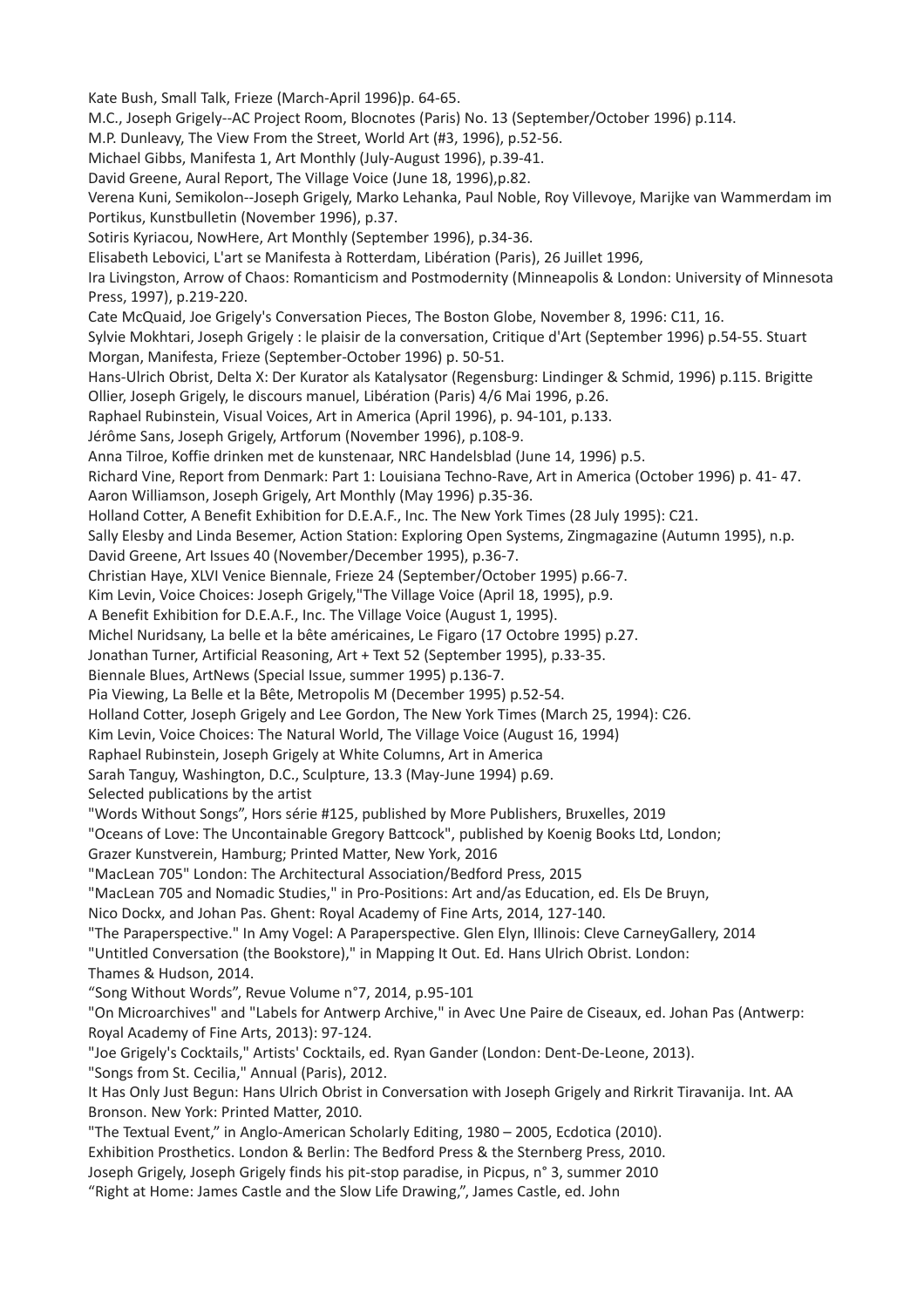Kate Bush, Small Talk, Frieze (March-April 1996)p. 64-65.

M.C., Joseph Grigely--AC Project Room, Blocnotes (Paris) No. 13 (September/October 1996) p.114.

M.P. Dunleavy, The View From the Street, World Art (#3, 1996), p.52-56.

Michael Gibbs, Manifesta 1, Art Monthly (July-August 1996), p.39-41.

David Greene, Aural Report, The Village Voice (June 18, 1996),p.82.

Verena Kuni, Semikolon--Joseph Grigely, Marko Lehanka, Paul Noble, Roy Villevoye, Marijke van Wammerdam im Portikus, Kunstbulletin (November 1996), p.37.

Sotiris Kyriacou, NowHere, Art Monthly (September 1996), p.34-36.

Elisabeth Lebovici, L'art se Manifesta à Rotterdam, Libération (Paris), 26 Juillet 1996,

Ira Livingston, Arrow of Chaos: Romanticism and Postmodernity (Minneapolis & London: University of Minnesota Press, 1997), p.219-220.

Cate McQuaid, Joe Grigely's Conversation Pieces, The Boston Globe, November 8, 1996: C11, 16.

Sylvie Mokhtari, Joseph Grigely : le plaisir de la conversation, Critique d'Art (September 1996) p.54-55. Stuart Morgan, Manifesta, Frieze (September-October 1996) p. 50-51.

Hans-Ulrich Obrist, Delta X: Der Kurator als Katalysator (Regensburg: Lindinger & Schmid, 1996) p.115. Brigitte Ollier, Joseph Grigely, le discours manuel, Libération (Paris) 4/6 Mai 1996, p.26.

Raphael Rubinstein, Visual Voices, Art in America (April 1996), p. 94-101, p.133.

Jérôme Sans, Joseph Grigely, Artforum (November 1996), p.108-9.

Anna Tilroe, Koffie drinken met de kunstenaar, NRC Handelsblad (June 14, 1996) p.5.

Richard Vine, Report from Denmark: Part 1: Louisiana Techno-Rave, Art in America (October 1996) p. 41- 47.

Aaron Williamson, Joseph Grigely, Art Monthly (May 1996) p.35-36.

Holland Cotter, A Benefit Exhibition for D.E.A.F., Inc. The New York Times (28 July 1995): C21.

Sally Elesby and Linda Besemer, Action Station: Exploring Open Systems, Zingmagazine (Autumn 1995), n.p.

David Greene, Art Issues 40 (November/December 1995), p.36-7.

Christian Haye, XLVI Venice Biennale, Frieze 24 (September/October 1995) p.66-7.

Kim Levin, Voice Choices: Joseph Grigely,"The Village Voice (April 18, 1995), p.9.

A Benefit Exhibition for D.E.A.F., Inc. The Village Voice (August 1, 1995).

Michel Nuridsany, La belle et la bête américaines, Le Figaro (17 Octobre 1995) p.27.

Jonathan Turner, Artificial Reasoning, Art + Text 52 (September 1995), p.33-35.

Biennale Blues, ArtNews (Special Issue, summer 1995) p.136-7.

Pia Viewing, La Belle et la Bête, Metropolis M (December 1995) p.52-54.

Holland Cotter, Joseph Grigely and Lee Gordon, The New York Times (March 25, 1994): C26.

Kim Levin, Voice Choices: The Natural World, The Village Voice (August 16, 1994)

Raphael Rubinstein, Joseph Grigely at White Columns, Art in America

Sarah Tanguy, Washington, D.C., Sculpture, 13.3 (May-June 1994) p.69.

Selected publications by the artist

"Words Without Songs", Hors série #125, published by More Publishers, Bruxelles, 2019

"Oceans of Love: The Uncontainable Gregory Battcock", published by Koenig Books Ltd, London; Grazer Kunstverein, Hamburg; Printed Matter, New York, 2016

"MacLean 705" London: The Architectural Association/Bedford Press, 2015

"MacLean 705 and Nomadic Studies," in Pro-Positions: Art and/as Education, ed. Els De Bruyn, Nico Dockx, and Johan Pas. Ghent: Royal Academy of Fine Arts, 2014, 127-140.

"The Paraperspective." In Amy Vogel: A Paraperspective. Glen Elyn, Illinois: Cleve CarneyGallery, 2014

"Untitled Conversation (the Bookstore)," in Mapping It Out. Ed. Hans Ulrich Obrist. London: Thames & Hudson, 2014.

“Song Without Words”, Revue Volume n°7, 2014, p.95-101

"On Microarchives" and "Labels for Antwerp Archive," in Avec Une Paire de Ciseaux, ed. Johan Pas (Antwerp: Royal Academy of Fine Arts, 2013): 97-124.

"Joe Grigely's Cocktails," Artists' Cocktails, ed. Ryan Gander (London: Dent-De-Leone, 2013).

"Songs from St. Cecilia," Annual (Paris), 2012.

It Has Only Just Begun: Hans Ulrich Obrist in Conversation with Joseph Grigely and Rirkrit Tiravanija. Int. AA Bronson. New York: Printed Matter, 2010.

"The Textual Event," in Anglo-American Scholarly Editing, 1980 – 2005, Ecdotica (2010).

Exhibition Prosthetics. London & Berlin: The Bedford Press & the Sternberg Press, 2010.

Joseph Grigely, Joseph Grigely finds his pit-stop paradise, in Picpus, n° 3, summer 2010

“Right at Home: James Castle and the Slow Life Drawing,”, James Castle, ed. John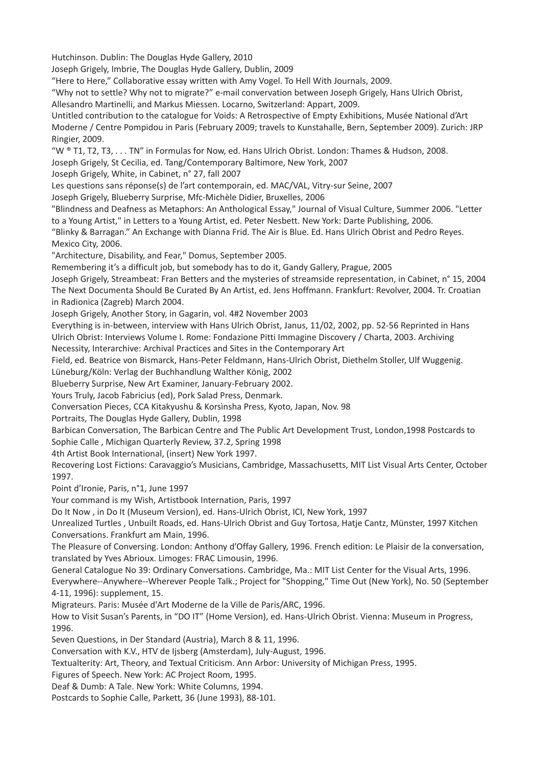Hutchinson. Dublin: The Douglas Hyde Gallery, 2010

Joseph Grigely, Imbrie, The Douglas Hyde Gallery, Dublin, 2009

“Here to Here,” Collaborative essay written with Amy Vogel. To Hell With Journals, 2009.

“Why not to settle? Why not to migrate?” e-mail convervation between Joseph Grigely, Hans Ulrich Obrist, Allesandro Martinelli, and Markus Miessen. Locarno, Switzerland: Appart, 2009.

Untitled contribution to the catalogue for Voids: A Retrospective of Empty Exhibitions, Musée National d’Art Moderne / Centre Pompidou in Paris (February 2009; travels to Kunstahalle, Bern, September 2009). Zurich: JRP Ringier, 2009.

“W ® T1, T2, T3, . . . TN” in Formulas for Now, ed. Hans Ulrich Obrist. London: Thames & Hudson, 2008.

Joseph Grigely, St Cecilia, ed. Tang/Contemporary Baltimore, New York, 2007

Joseph Grigely, White, in Cabinet, n° 27, fall 2007

Les questions sans réponse(s) de l’art contemporain, ed. MAC/VAL, Vitry-sur Seine, 2007

Joseph Grigely, Blueberry Surprise, Mfc-Michèle Didier, Bruxelles, 2006

"Blindness and Deafness as Metaphors: An Anthological Essay," Journal of Visual Culture, Summer 2006. "Letter to a Young Artist," in Letters to a Young Artist, ed. Peter Nesbett. New York: Darte Publishing, 2006.

“Blinky & Barragan.” An Exchange with Dianna Frid. The Air is Blue. Ed. Hans Ulrich Obrist and Pedro Reyes. Mexico City, 2006.

"Architecture, Disability, and Fear," Domus, September 2005.

Remembering it’s a difficult job, but somebody has to do it, Gandy Gallery, Prague, 2005

Joseph Grigely, Streambeat: Fran Betters and the mysteries of streamside representation, in Cabinet, n° 15, 2004

The Next Documenta Should Be Curated By An Artist, ed. Jens Hoffmann. Frankfurt: Revolver, 2004. Tr. Croatian in Radionica (Zagreb) March 2004.

Joseph Grigely, Another Story, in Gagarin, vol. 4#2 November 2003

Everything is in-between, interview with Hans Ulrich Obrist, Janus, 11/02, 2002, pp. 52-56 Reprinted in Hans Ulrich Obrist: Interviews Volume I. Rome: Fondazione Pitti Immagine Discovery / Charta, 2003. Archiving Necessity, Interarchive: Archival Practices and Sites in the Contemporary Art

Field, ed. Beatrice von Bismarck, Hans-Peter Feldmann, Hans-Ulrich Obrist, Diethelm Stoller, Ulf Wuggenig. Lüneburg/Köln: Verlag der Buchhandlung Walther König, 2002

Blueberry Surprise, New Art Examiner, January-February 2002.

Yours Truly, Jacob Fabricius (ed), Pork Salad Press, Denmark.

Conversation Pieces, CCA Kitakyushu & Korsìnsha Press, Kyoto, Japan, Nov. 98

Portraits, The Douglas Hyde Gallery, Dublin, 1998

Barbican Conversation, The Barbican Centre and The Public Art Development Trust, London,1998 Postcards to Sophie Calle , Michigan Quarterly Review, 37.2, Spring 1998

4th Artist Book International, (insert) New York 1997.

Recovering Lost Fictions: Caravaggio’s Musicians, Cambridge, Massachusetts, MIT List Visual Arts Center, October 1997.

Point d’Ironie, Paris, n°1, June 1997

Your command is my Wish, Artistbook Internation, Paris, 1997

Do It Now , in Do It (Museum Version), ed. Hans-Ulrich Obrist, ICI, New York, 1997

Unrealized Turtles , Unbuilt Roads, ed. Hans-Ulrich Obrist and Guy Tortosa, Hatje Cantz, Münster, 1997 Kitchen Conversations. Frankfurt am Main, 1996.

The Pleasure of Conversing. London: Anthony d’Offay Gallery, 1996. French edition: Le Plaisir de la conversation, translated by Yves Abrioux. Limoges: FRAC Limousin, 1996.

General Catalogue No 39: Ordinary Conversations. Cambridge, Ma.: MIT List Center for the Visual Arts, 1996.

Everywhere--Anywhere--Wherever People Talk.; Project for "Shopping," Time Out (New York), No. 50 (September 4-11, 1996): supplement, 15.

Migrateurs. Paris: Musée d'Art Moderne de la Ville de Paris/ARC, 1996.

How to Visit Susan’s Parents, in “DO IT” (Home Version), ed. Hans-Ulrich Obrist. Vienna: Museum in Progress, 1996.

Seven Questions, in Der Standard (Austria), March 8 & 11, 1996.

Conversation with K.V., HTV de Ijsberg (Amsterdam), July-August, 1996.

Textualterity: Art, Theory, and Textual Criticism. Ann Arbor: University of Michigan Press, 1995.

Figures of Speech. New York: AC Project Room, 1995.

Deaf & Dumb: A Tale. New York: White Columns, 1994.

Postcards to Sophie Calle, Parkett, 36 (June 1993), 88-101.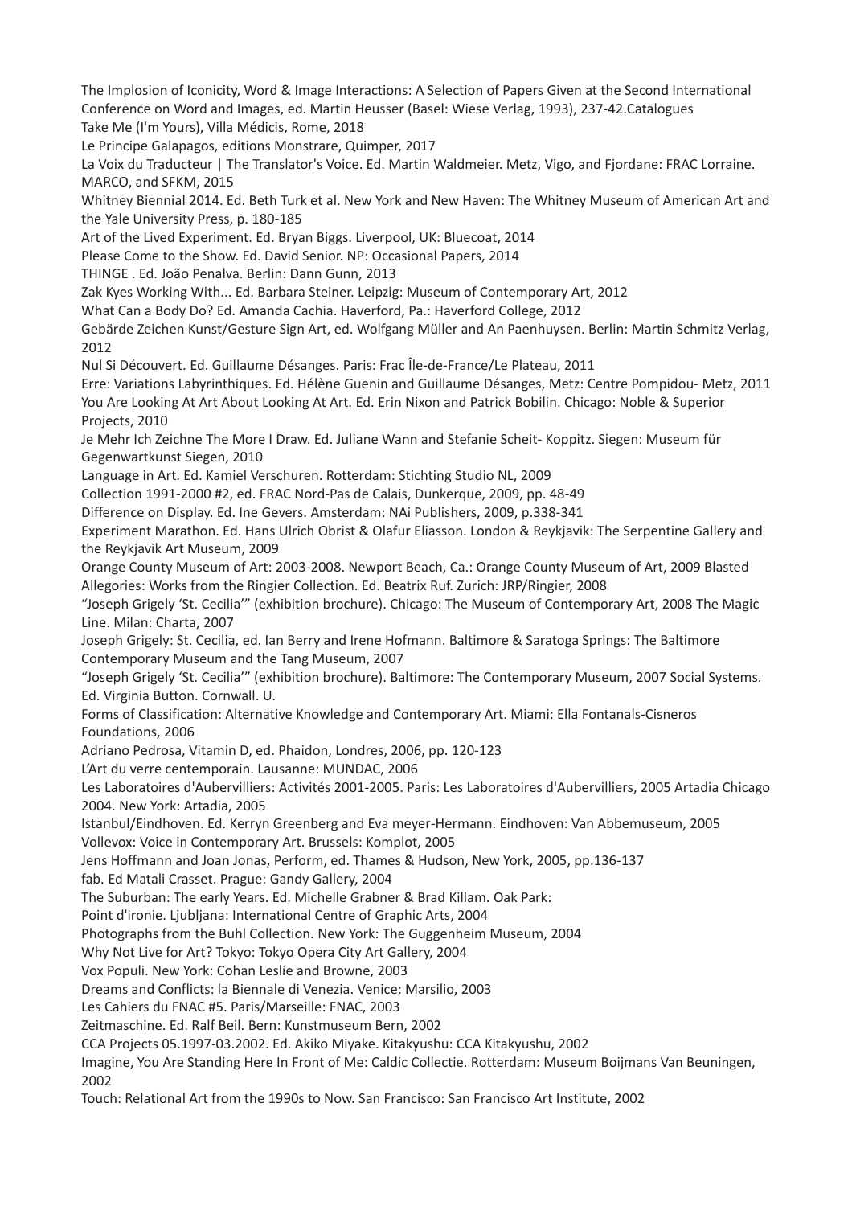The Implosion of Iconicity, Word & Image Interactions: A Selection of Papers Given at the Second International Conference on Word and Images, ed. Martin Heusser (Basel: Wiese Verlag, 1993), 237-42.Catalogues

Take Me (I'm Yours), Villa Médicis, Rome, 2018

Le Principe Galapagos, editions Monstrare, Quimper, 2017

La Voix du Traducteur | The Translator's Voice. Ed. Martin Waldmeier. Metz, Vigo, and Fjordane: FRAC Lorraine. MARCO, and SFKM, 2015

Whitney Biennial 2014. Ed. Beth Turk et al. New York and New Haven: The Whitney Museum of American Art and the Yale University Press, p. 180-185

Art of the Lived Experiment. Ed. Bryan Biggs. Liverpool, UK: Bluecoat, 2014

Please Come to the Show. Ed. David Senior. NP: Occasional Papers, 2014

THINGE . Ed. João Penalva. Berlin: Dann Gunn, 2013

Zak Kyes Working With... Ed. Barbara Steiner. Leipzig: Museum of Contemporary Art, 2012

What Can a Body Do? Ed. Amanda Cachia. Haverford, Pa.: Haverford College, 2012

Gebärde Zeichen Kunst/Gesture Sign Art, ed. Wolfgang Müller and An Paenhuysen. Berlin: Martin Schmitz Verlag, 2012

Nul Si Découvert. Ed. Guillaume Désanges. Paris: Frac Île-de-France/Le Plateau, 2011

Erre: Variations Labyrinthiques. Ed. Hélène Guenin and Guillaume Désanges, Metz: Centre Pompidou- Metz, 2011

You Are Looking At Art About Looking At Art. Ed. Erin Nixon and Patrick Bobilin. Chicago: Noble & Superior Projects, 2010

Je Mehr Ich Zeichne The More I Draw. Ed. Juliane Wann and Stefanie Scheit- Koppitz. Siegen: Museum für Gegenwartkunst Siegen, 2010

Language in Art. Ed. Kamiel Verschuren. Rotterdam: Stichting Studio NL, 2009

Collection 1991-2000 #2, ed. FRAC Nord-Pas de Calais, Dunkerque, 2009, pp. 48-49

Difference on Display. Ed. Ine Gevers. Amsterdam: NAi Publishers, 2009, p.338-341

Experiment Marathon. Ed. Hans Ulrich Obrist & Olafur Eliasson. London & Reykjavik: The Serpentine Gallery and the Reykjavik Art Museum, 2009

Orange County Museum of Art: 2003-2008. Newport Beach, Ca.: Orange County Museum of Art, 2009 Blasted Allegories: Works from the Ringier Collection. Ed. Beatrix Ruf. Zurich: JRP/Ringier, 2008

"Joseph Grigely 'St. Cecilia'" (exhibition brochure). Chicago: The Museum of Contemporary Art, 2008 The Magic Line. Milan: Charta, 2007

Joseph Grigely: St. Cecilia, ed. Ian Berry and Irene Hofmann. Baltimore & Saratoga Springs: The Baltimore Contemporary Museum and the Tang Museum, 2007

"Joseph Grigely 'St. Cecilia'" (exhibition brochure). Baltimore: The Contemporary Museum, 2007 Social Systems. Ed. Virginia Button. Cornwall. U.

Forms of Classification: Alternative Knowledge and Contemporary Art. Miami: Ella Fontanals-Cisneros Foundations, 2006

Adriano Pedrosa, Vitamin D, ed. Phaidon, Londres, 2006, pp. 120-123

L'Art du verre centemporain. Lausanne: MUNDAC, 2006

Les Laboratoires d'Aubervilliers: Activités 2001-2005. Paris: Les Laboratoires d'Aubervilliers, 2005 Artadia Chicago 2004. New York: Artadia, 2005

Istanbul/Eindhoven. Ed. Kerryn Greenberg and Eva meyer-Hermann. Eindhoven: Van Abbemuseum, 2005

Vollevox: Voice in Contemporary Art. Brussels: Komplot, 2005

Jens Hoffmann and Joan Jonas, Perform, ed. Thames & Hudson, New York, 2005, pp.136-137

fab. Ed Matali Crasset. Prague: Gandy Gallery, 2004

The Suburban: The early Years. Ed. Michelle Grabner & Brad Killam. Oak Park:

Point d'ironie. Ljubljana: International Centre of Graphic Arts, 2004

Photographs from the Buhl Collection. New York: The Guggenheim Museum, 2004

Why Not Live for Art? Tokyo: Tokyo Opera City Art Gallery, 2004

Vox Populi. New York: Cohan Leslie and Browne, 2003

Dreams and Conflicts: la Biennale di Venezia. Venice: Marsilio, 2003

Les Cahiers du FNAC #5. Paris/Marseille: FNAC, 2003

Zeitmaschine. Ed. Ralf Beil. Bern: Kunstmuseum Bern, 2002

CCA Projects 05.1997-03.2002. Ed. Akiko Miyake. Kitakyushu: CCA Kitakyushu, 2002

Imagine, You Are Standing Here In Front of Me: Caldic Collectie. Rotterdam: Museum Boijmans Van Beuningen, 2002

Touch: Relational Art from the 1990s to Now. San Francisco: San Francisco Art Institute, 2002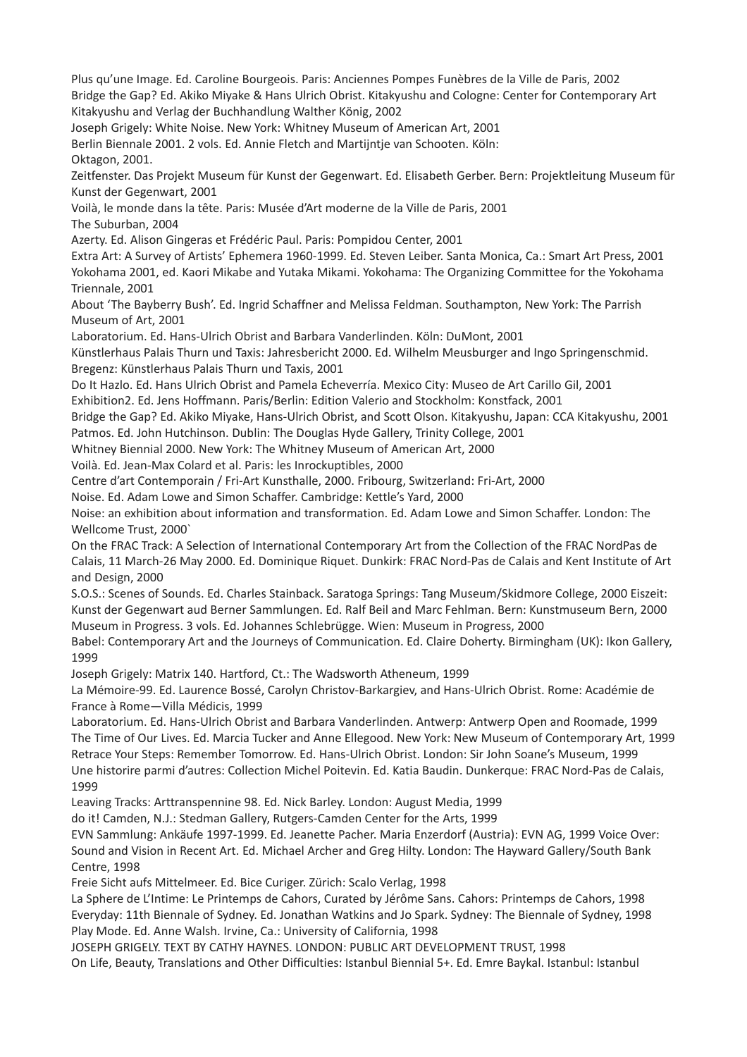Plus qu'une Image. Ed. Caroline Bourgeois. Paris: Anciennes Pompes Funèbres de la Ville de Paris, 2002

Bridge the Gap? Ed. Akiko Miyake & Hans Ulrich Obrist. Kitakyushu and Cologne: Center for Contemporary Art Kitakyushu and Verlag der Buchhandlung Walther König, 2002

Joseph Grigely: White Noise. New York: Whitney Museum of American Art, 2001

Berlin Biennale 2001. 2 vols. Ed. Annie Fletch and Martijntje van Schooten. Köln: Oktagon, 2001.

Zeitfenster. Das Projekt Museum für Kunst der Gegenwart. Ed. Elisabeth Gerber. Bern: Projektleitung Museum für Kunst der Gegenwart, 2001

Voilà, le monde dans la tête. Paris: Musée d'Art moderne de la Ville de Paris, 2001

The Suburban, 2004

Azerty. Ed. Alison Gingeras et Frédéric Paul. Paris: Pompidou Center, 2001

Extra Art: A Survey of Artists' Ephemera 1960-1999. Ed. Steven Leiber. Santa Monica, Ca.: Smart Art Press, 2001

Yokohama 2001, ed. Kaori Mikabe and Yutaka Mikami. Yokohama: The Organizing Committee for the Yokohama Triennale, 2001

About 'The Bayberry Bush'. Ed. Ingrid Schaffner and Melissa Feldman. Southampton, New York: The Parrish Museum of Art, 2001

Laboratorium. Ed. Hans-Ulrich Obrist and Barbara Vanderlinden. Köln: DuMont, 2001

Künstlerhaus Palais Thurn und Taxis: Jahresbericht 2000. Ed. Wilhelm Meusburger and Ingo Springenschmid. Bregenz: Künstlerhaus Palais Thurn und Taxis, 2001

Do It Hazlo. Ed. Hans Ulrich Obrist and Pamela Echeverría. Mexico City: Museo de Art Carillo Gil, 2001

Exhibition2. Ed. Jens Hoffmann. Paris/Berlin: Edition Valerio and Stockholm: Konstfack, 2001

Bridge the Gap? Ed. Akiko Miyake, Hans-Ulrich Obrist, and Scott Olson. Kitakyushu, Japan: CCA Kitakyushu, 2001

Patmos. Ed. John Hutchinson. Dublin: The Douglas Hyde Gallery, Trinity College, 2001

Whitney Biennial 2000. New York: The Whitney Museum of American Art, 2000

Voilà. Ed. Jean-Max Colard et al. Paris: les Inrockuptibles, 2000

Centre d'art Contemporain / Fri-Art Kunsthalle, 2000. Fribourg, Switzerland: Fri-Art, 2000

Noise. Ed. Adam Lowe and Simon Schaffer. Cambridge: Kettle's Yard, 2000

Noise: an exhibition about information and transformation. Ed. Adam Lowe and Simon Schaffer. London: The Wellcome Trust, 2000`

On the FRAC Track: A Selection of International Contemporary Art from the Collection of the FRAC NordPas de Calais, 11 March-26 May 2000. Ed. Dominique Riquet. Dunkirk: FRAC Nord-Pas de Calais and Kent Institute of Art and Design, 2000

S.O.S.: Scenes of Sounds. Ed. Charles Stainback. Saratoga Springs: Tang Museum/Skidmore College, 2000 Eiszeit: Kunst der Gegenwart aud Berner Sammlungen. Ed. Ralf Beil and Marc Fehlman. Bern: Kunstmuseum Bern, 2000

Museum in Progress. 3 vols. Ed. Johannes Schlebrügge. Wien: Museum in Progress, 2000

Babel: Contemporary Art and the Journeys of Communication. Ed. Claire Doherty. Birmingham (UK): Ikon Gallery, 1999

Joseph Grigely: Matrix 140. Hartford, Ct.: The Wadsworth Atheneum, 1999

La Mémoire-99. Ed. Laurence Bossé, Carolyn Christov-Barkargiev, and Hans-Ulrich Obrist. Rome: Académie de France à Rome—Villa Médicis, 1999

Laboratorium. Ed. Hans-Ulrich Obrist and Barbara Vanderlinden. Antwerp: Antwerp Open and Roomade, 1999

The Time of Our Lives. Ed. Marcia Tucker and Anne Ellegood. New York: New Museum of Contemporary Art, 1999

Retrace Your Steps: Remember Tomorrow. Ed. Hans-Ulrich Obrist. London: Sir John Soane's Museum, 1999

Une historire parmi d'autres: Collection Michel Poitevin. Ed. Katia Baudin. Dunkerque: FRAC Nord-Pas de Calais, 1999

Leaving Tracks: Arttranspennine 98. Ed. Nick Barley. London: August Media, 1999

do it! Camden, N.J.: Stedman Gallery, Rutgers-Camden Center for the Arts, 1999

EVN Sammlung: Ankäufe 1997-1999. Ed. Jeanette Pacher. Maria Enzerdorf (Austria): EVN AG, 1999 Voice Over: Sound and Vision in Recent Art. Ed. Michael Archer and Greg Hilty. London: The Hayward Gallery/South Bank Centre, 1998

Freie Sicht aufs Mittelmeer. Ed. Bice Curiger. Zürich: Scalo Verlag, 1998

La Sphere de L'Intime: Le Printemps de Cahors, Curated by Jérôme Sans. Cahors: Printemps de Cahors, 1998

Everyday: 11th Biennale of Sydney. Ed. Jonathan Watkins and Jo Spark. Sydney: The Biennale of Sydney, 1998

Play Mode. Ed. Anne Walsh. Irvine, Ca.: University of California, 1998

JOSEPH GRIGELY. TEXT BY CATHY HAYNES. LONDON: PUBLIC ART DEVELOPMENT TRUST, 1998

On Life, Beauty, Translations and Other Difficulties: Istanbul Biennial 5+. Ed. Emre Baykal. Istanbul: Istanbul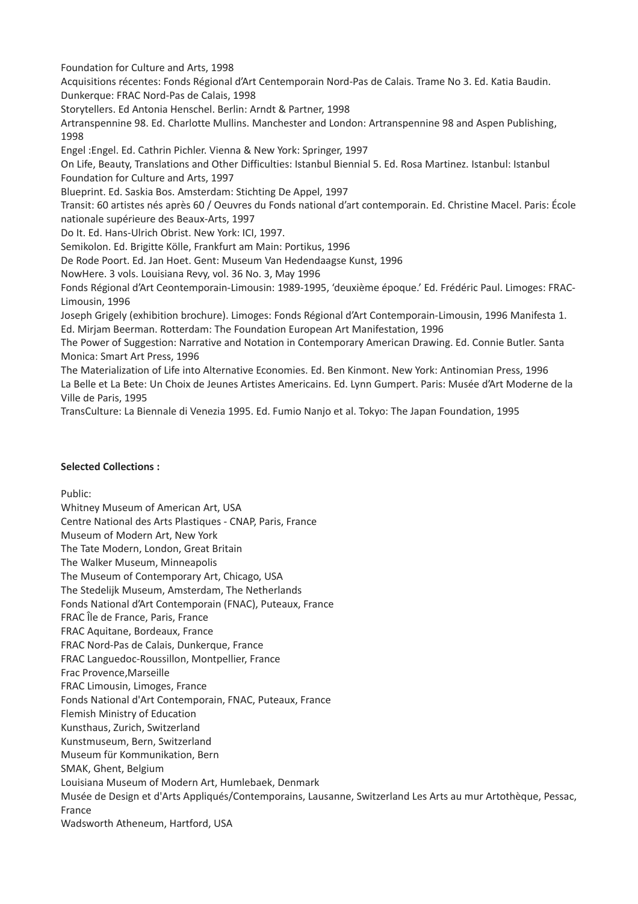Foundation for Culture and Arts, 1998

Acquisitions récentes: Fonds Régional d'Art Centemporain Nord-Pas de Calais. Trame No 3. Ed. Katia Baudin. Dunkerque: FRAC Nord-Pas de Calais, 1998

Storytellers. Ed Antonia Henschel. Berlin: Arndt & Partner, 1998

Artranspennine 98. Ed. Charlotte Mullins. Manchester and London: Artranspennine 98 and Aspen Publishing, 1998

Engel :Engel. Ed. Cathrin Pichler. Vienna & New York: Springer, 1997

On Life, Beauty, Translations and Other Difficulties: Istanbul Biennial 5. Ed. Rosa Martinez. Istanbul: Istanbul Foundation for Culture and Arts, 1997

Blueprint. Ed. Saskia Bos. Amsterdam: Stichting De Appel, 1997

Transit: 60 artistes nés après 60 / Oeuvres du Fonds national d'art contemporain. Ed. Christine Macel. Paris: École nationale supérieure des Beaux-Arts, 1997

Do It. Ed. Hans-Ulrich Obrist. New York: ICI, 1997.

Semikolon. Ed. Brigitte Kölle, Frankfurt am Main: Portikus, 1996

De Rode Poort. Ed. Jan Hoet. Gent: Museum Van Hedendaagse Kunst, 1996

NowHere. 3 vols. Louisiana Revy, vol. 36 No. 3, May 1996

Fonds Régional d'Art Ceontemporain-Limousin: 1989-1995, 'deuxième époque.' Ed. Frédéric Paul. Limoges: FRAC-Limousin, 1996

Joseph Grigely (exhibition brochure). Limoges: Fonds Régional d'Art Contemporain-Limousin, 1996 Manifesta 1. Ed. Mirjam Beerman. Rotterdam: The Foundation European Art Manifestation, 1996

The Power of Suggestion: Narrative and Notation in Contemporary American Drawing. Ed. Connie Butler. Santa Monica: Smart Art Press, 1996

The Materialization of Life into Alternative Economies. Ed. Ben Kinmont. New York: Antinomian Press, 1996

La Belle et La Bete: Un Choix de Jeunes Artistes Americains. Ed. Lynn Gumpert. Paris: Musée d'Art Moderne de la Ville de Paris, 1995

TransCulture: La Biennale di Venezia 1995. Ed. Fumio Nanjo et al. Tokyo: The Japan Foundation, 1995

**Selected Collections :**

Public:

Whitney Museum of American Art, USA

Centre National des Arts Plastiques - CNAP, Paris, France

Museum of Modern Art, New York

The Tate Modern, London, Great Britain

The Walker Museum, Minneapolis

The Museum of Contemporary Art, Chicago, USA

The Stedelijk Museum, Amsterdam, The Netherlands

Fonds National d'Art Contemporain (FNAC), Puteaux, France

FRAC Île de France, Paris, France

FRAC Aquitane, Bordeaux, France

FRAC Nord-Pas de Calais, Dunkerque, France

FRAC Languedoc-Roussillon, Montpellier, France

Frac Provence,Marseille

FRAC Limousin, Limoges, France

Fonds National d'Art Contemporain, FNAC, Puteaux, France

Flemish Ministry of Education

Kunsthaus, Zurich, Switzerland

Kunstmuseum, Bern, Switzerland

Museum für Kommunikation, Bern

SMAK, Ghent, Belgium

Louisiana Museum of Modern Art, Humlebaek, Denmark

Musée de Design et d'Arts Appliqués/Contemporains, Lausanne, Switzerland Les Arts au mur Artothèque, Pessac, France

Wadsworth Atheneum, Hartford, USA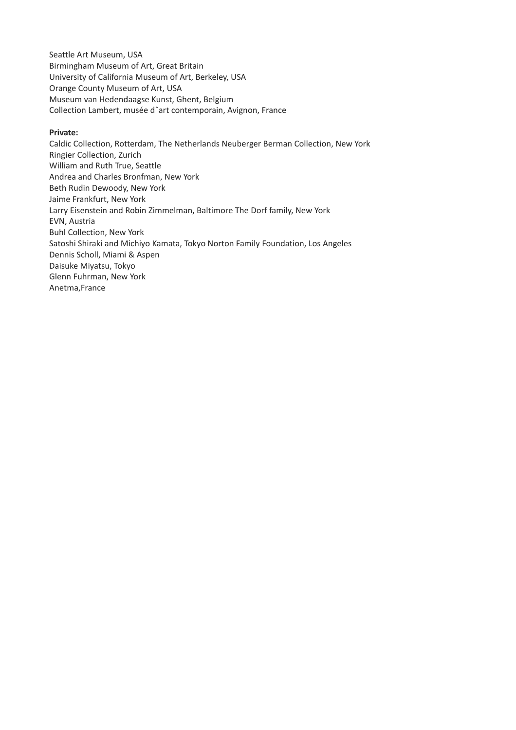Seattle Art Museum, USA
Birmingham Museum of Art, Great Britain
University of California Museum of Art, Berkeley, USA
Orange County Museum of Art, USA
Museum van Hedendaagse Kunst, Ghent, Belgium
Collection Lambert, musée dˆart contemporain, Avignon, France

**Private:**

Caldic Collection, Rotterdam, The Netherlands Neuberger Berman Collection, New York
Ringier Collection, Zurich
William and Ruth True, Seattle
Andrea and Charles Bronfman, New York
Beth Rudin Dewoody, New York
Jaime Frankfurt, New York
Larry Eisenstein and Robin Zimmelman, Baltimore The Dorf family, New York
EVN, Austria
Buhl Collection, New York
Satoshi Shiraki and Michiyo Kamata, Tokyo Norton Family Foundation, Los Angeles
Dennis Scholl, Miami & Aspen
Daisuke Miyatsu, Tokyo
Glenn Fuhrman, New York
Anetma,France